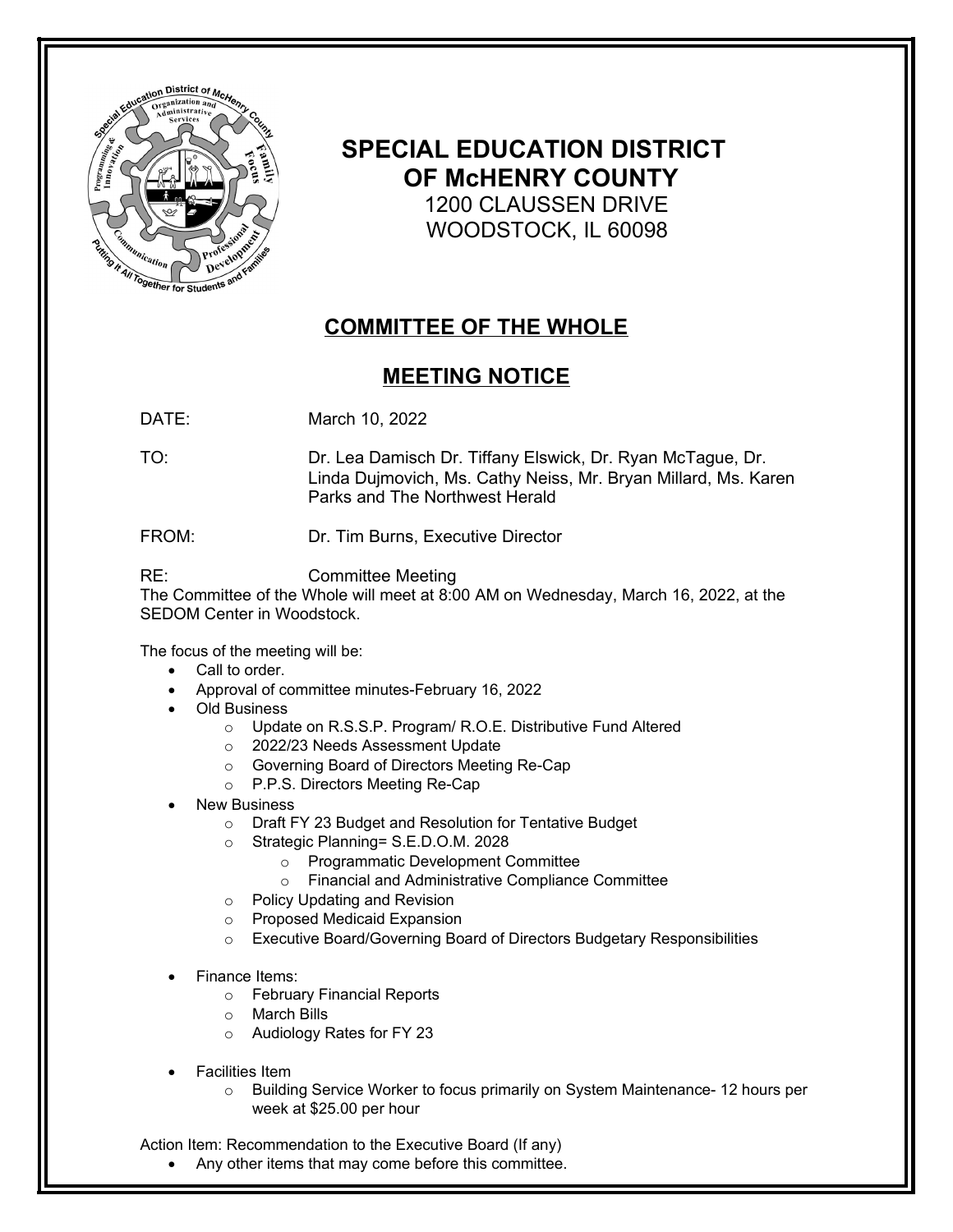# SPECIAL EDUCATION DISTRICT OF McHENRY COUNTY

1200 CLAUSSEN DRIVE
WOODSTOCK, IL 60098

## COMMITTEE OF THE WHOLE

## MEETING NOTICE

DATE: March 10, 2022

TO: Dr. Lea Damisch Dr. Tiffany Elswick, Dr. Ryan McTague, Dr. Linda Dujmovich, Ms. Cathy Neiss, Mr. Bryan Millard, Ms. Karen Parks and The Northwest Herald

FROM: Dr. Tim Burns, Executive Director

RE: Committee Meeting

The Committee of the Whole will meet at 8:00 AM on Wednesday, March 16, 2022, at the SEDOM Center in Woodstock.

The focus of the meeting will be:

- Call to order.
- Approval of committee minutes-February 16, 2022
- Old Business
  - Update on R.S.S.P. Program/ R.O.E. Distributive Fund Altered
  - 2022/23 Needs Assessment Update
  - Governing Board of Directors Meeting Re-Cap
  - P.P.S. Directors Meeting Re-Cap
- New Business
  - Draft FY 23 Budget and Resolution for Tentative Budget
  - Strategic Planning= S.E.D.O.M. 2028
    - Programmatic Development Committee
    - Financial and Administrative Compliance Committee
  - Policy Updating and Revision
  - Proposed Medicaid Expansion
  - Executive Board/Governing Board of Directors Budgetary Responsibilities
- Finance Items:
  - February Financial Reports
  - March Bills
  - Audiology Rates for FY 23
- Facilities Item
  - Building Service Worker to focus primarily on System Maintenance- 12 hours per week at $25.00 per hour

Action Item: Recommendation to the Executive Board (If any)

- Any other items that may come before this committee.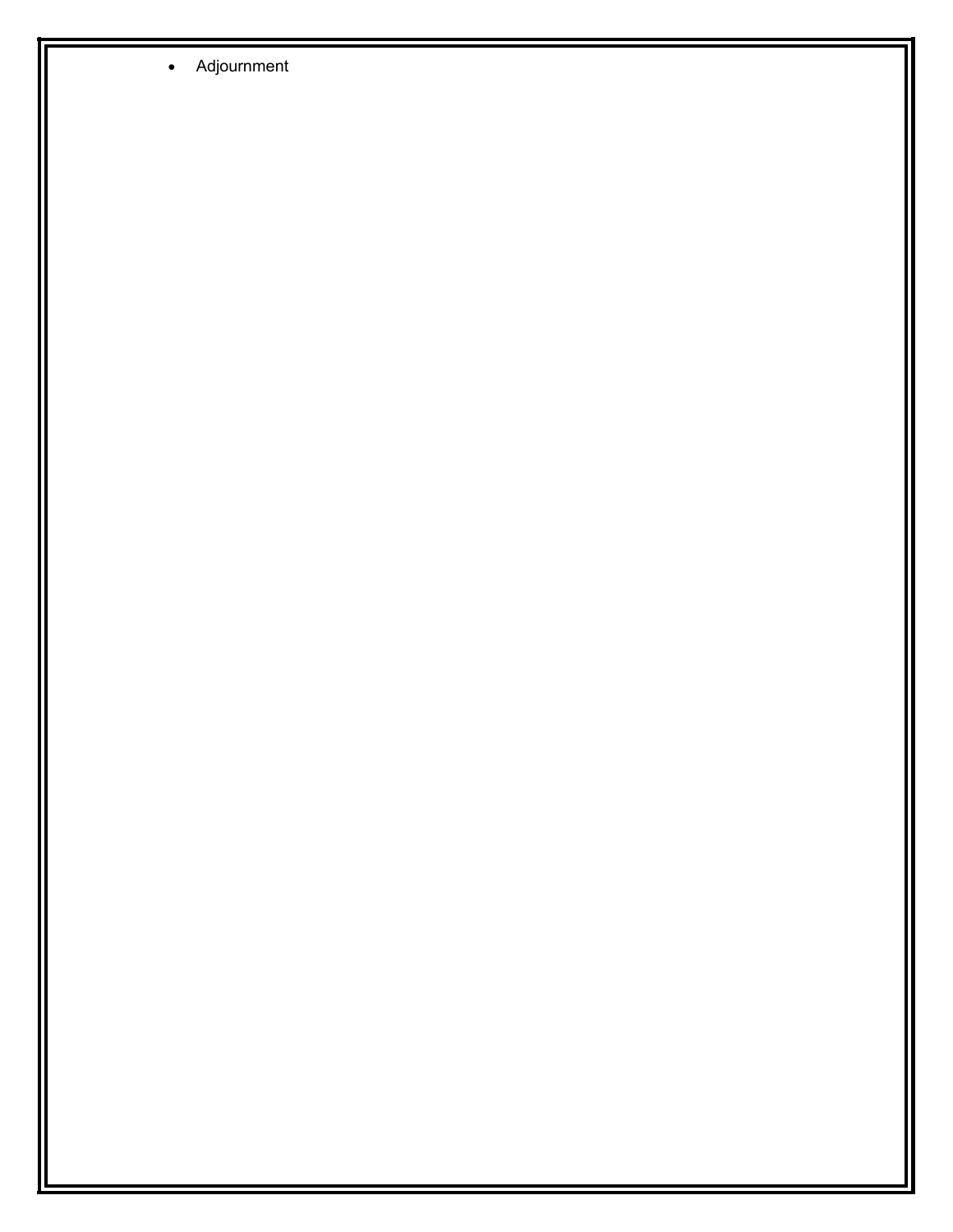- Adjournment